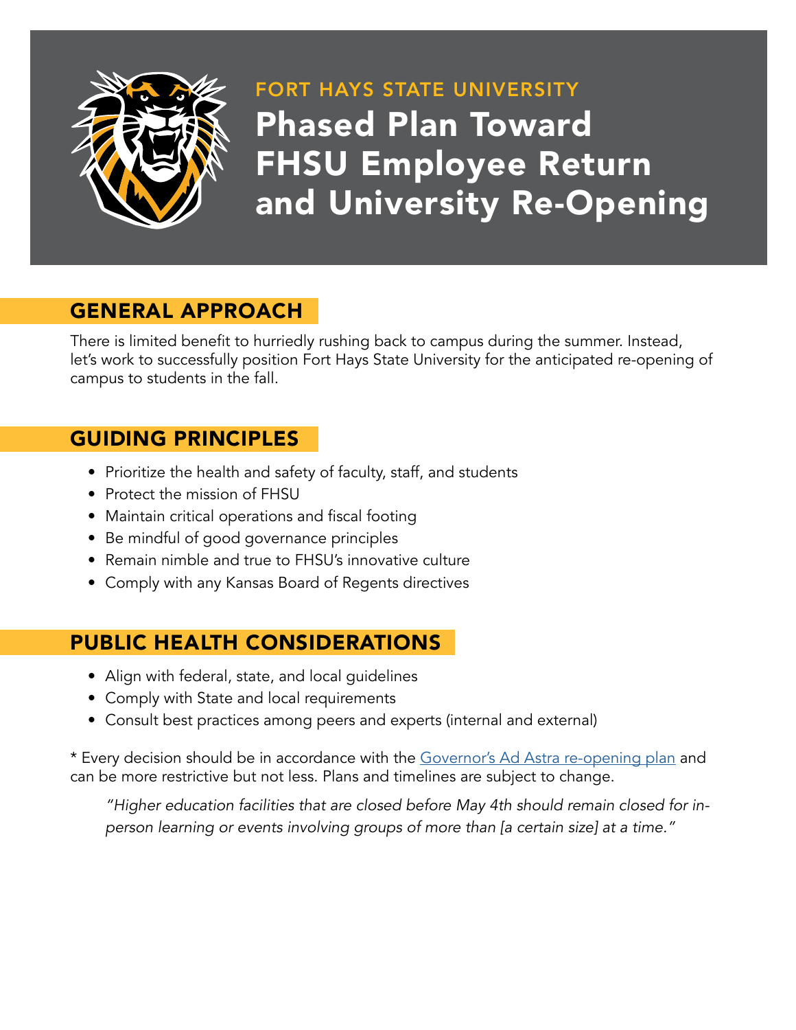FORT HAYS STATE UNIVERSITY

# Phased Plan Toward FHSU Employee Return and University Re-Opening

## GENERAL APPROACH

There is limited benefit to hurriedly rushing back to campus during the summer. Instead, let's work to successfully position Fort Hays State University for the anticipated re-opening of campus to students in the fall.

## GUIDING PRINCIPLES

- Prioritize the health and safety of faculty, staff, and students
- Protect the mission of FHSU
- Maintain critical operations and fiscal footing
- Be mindful of good governance principles
- Remain nimble and true to FHSU's innovative culture
- Comply with any Kansas Board of Regents directives

## PUBLIC HEALTH CONSIDERATIONS

- Align with federal, state, and local guidelines
- Comply with State and local requirements
- Consult best practices among peers and experts (internal and external)

* Every decision should be in accordance with the Governor's Ad Astra re-opening plan and can be more restrictive but not less. Plans and timelines are subject to change.

> *"Higher education facilities that are closed before May 4th should remain closed for in-person learning or events involving groups of more than [a certain size] at a time."*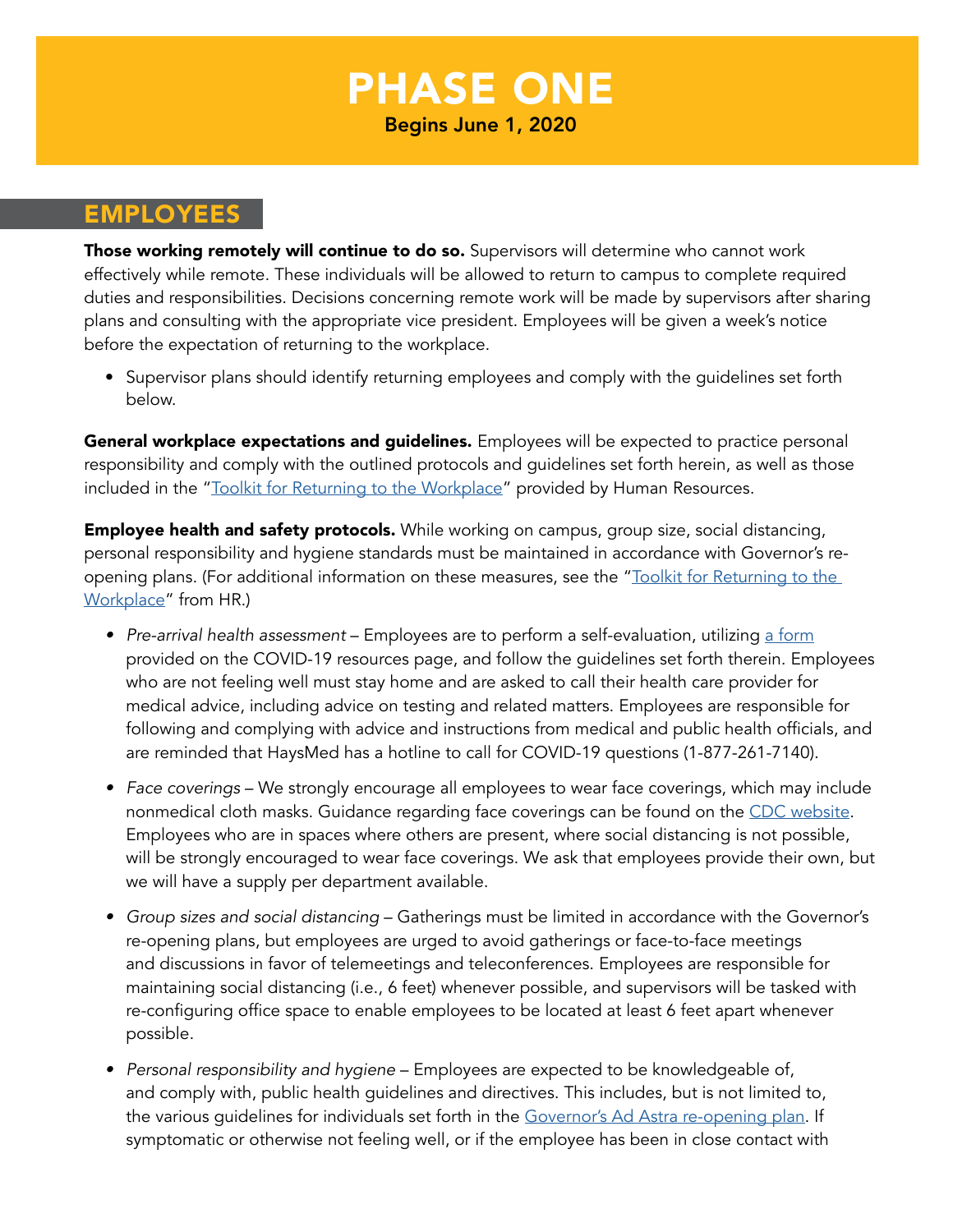# PHASE ONE

**Begins June 1, 2020**

## EMPLOYEES

**Those working remotely will continue to do so.** Supervisors will determine who cannot work effectively while remote. These individuals will be allowed to return to campus to complete required duties and responsibilities. Decisions concerning remote work will be made by supervisors after sharing plans and consulting with the appropriate vice president. Employees will be given a week's notice before the expectation of returning to the workplace.

- Supervisor plans should identify returning employees and comply with the guidelines set forth below.

**General workplace expectations and guidelines.** Employees will be expected to practice personal responsibility and comply with the outlined protocols and guidelines set forth herein, as well as those included in the "Toolkit for Returning to the Workplace" provided by Human Resources.

**Employee health and safety protocols.** While working on campus, group size, social distancing, personal responsibility and hygiene standards must be maintained in accordance with Governor's re-opening plans. (For additional information on these measures, see the "Toolkit for Returning to the Workplace" from HR.)

- *Pre-arrival health assessment* – Employees are to perform a self-evaluation, utilizing a form provided on the COVID-19 resources page, and follow the guidelines set forth therein. Employees who are not feeling well must stay home and are asked to call their health care provider for medical advice, including advice on testing and related matters. Employees are responsible for following and complying with advice and instructions from medical and public health officials, and are reminded that HaysMed has a hotline to call for COVID-19 questions (1-877-261-7140).

- *Face coverings* – We strongly encourage all employees to wear face coverings, which may include nonmedical cloth masks. Guidance regarding face coverings can be found on the CDC website. Employees who are in spaces where others are present, where social distancing is not possible, will be strongly encouraged to wear face coverings. We ask that employees provide their own, but we will have a supply per department available.

- *Group sizes and social distancing* – Gatherings must be limited in accordance with the Governor's re-opening plans, but employees are urged to avoid gatherings or face-to-face meetings and discussions in favor of telemeetings and teleconferences. Employees are responsible for maintaining social distancing (i.e., 6 feet) whenever possible, and supervisors will be tasked with re-configuring office space to enable employees to be located at least 6 feet apart whenever possible.

- *Personal responsibility and hygiene* – Employees are expected to be knowledgeable of, and comply with, public health guidelines and directives. This includes, but is not limited to, the various guidelines for individuals set forth in the Governor's Ad Astra re-opening plan. If symptomatic or otherwise not feeling well, or if the employee has been in close contact with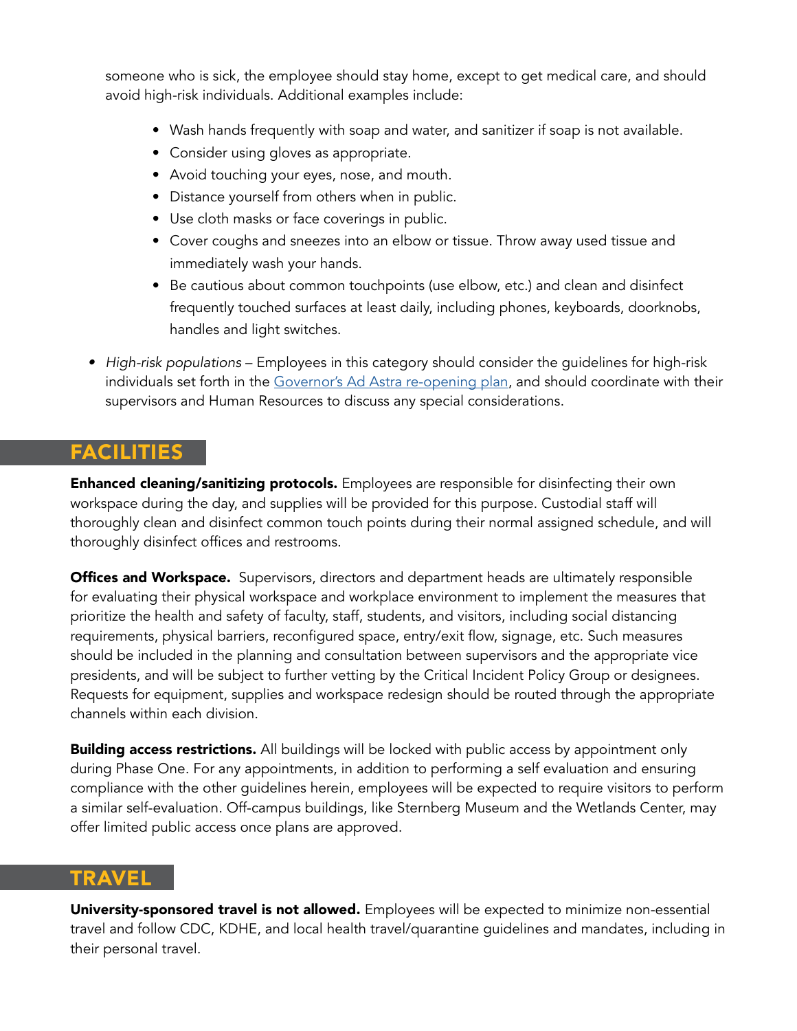someone who is sick, the employee should stay home, except to get medical care, and should avoid high-risk individuals. Additional examples include:

- Wash hands frequently with soap and water, and sanitizer if soap is not available.
- Consider using gloves as appropriate.
- Avoid touching your eyes, nose, and mouth.
- Distance yourself from others when in public.
- Use cloth masks or face coverings in public.
- Cover coughs and sneezes into an elbow or tissue. Throw away used tissue and immediately wash your hands.
- Be cautious about common touchpoints (use elbow, etc.) and clean and disinfect frequently touched surfaces at least daily, including phones, keyboards, doorknobs, handles and light switches.

- *High-risk populations* – Employees in this category should consider the guidelines for high-risk individuals set forth in the Governor's Ad Astra re-opening plan, and should coordinate with their supervisors and Human Resources to discuss any special considerations.

## FACILITIES

**Enhanced cleaning/sanitizing protocols.** Employees are responsible for disinfecting their own workspace during the day, and supplies will be provided for this purpose. Custodial staff will thoroughly clean and disinfect common touch points during their normal assigned schedule, and will thoroughly disinfect offices and restrooms.

**Offices and Workspace.** Supervisors, directors and department heads are ultimately responsible for evaluating their physical workspace and workplace environment to implement the measures that prioritize the health and safety of faculty, staff, students, and visitors, including social distancing requirements, physical barriers, reconfigured space, entry/exit flow, signage, etc. Such measures should be included in the planning and consultation between supervisors and the appropriate vice presidents, and will be subject to further vetting by the Critical Incident Policy Group or designees. Requests for equipment, supplies and workspace redesign should be routed through the appropriate channels within each division.

**Building access restrictions.** All buildings will be locked with public access by appointment only during Phase One. For any appointments, in addition to performing a self evaluation and ensuring compliance with the other guidelines herein, employees will be expected to require visitors to perform a similar self-evaluation. Off-campus buildings, like Sternberg Museum and the Wetlands Center, may offer limited public access once plans are approved.

## TRAVEL

**University-sponsored travel is not allowed.** Employees will be expected to minimize non-essential travel and follow CDC, KDHE, and local health travel/quarantine guidelines and mandates, including in their personal travel.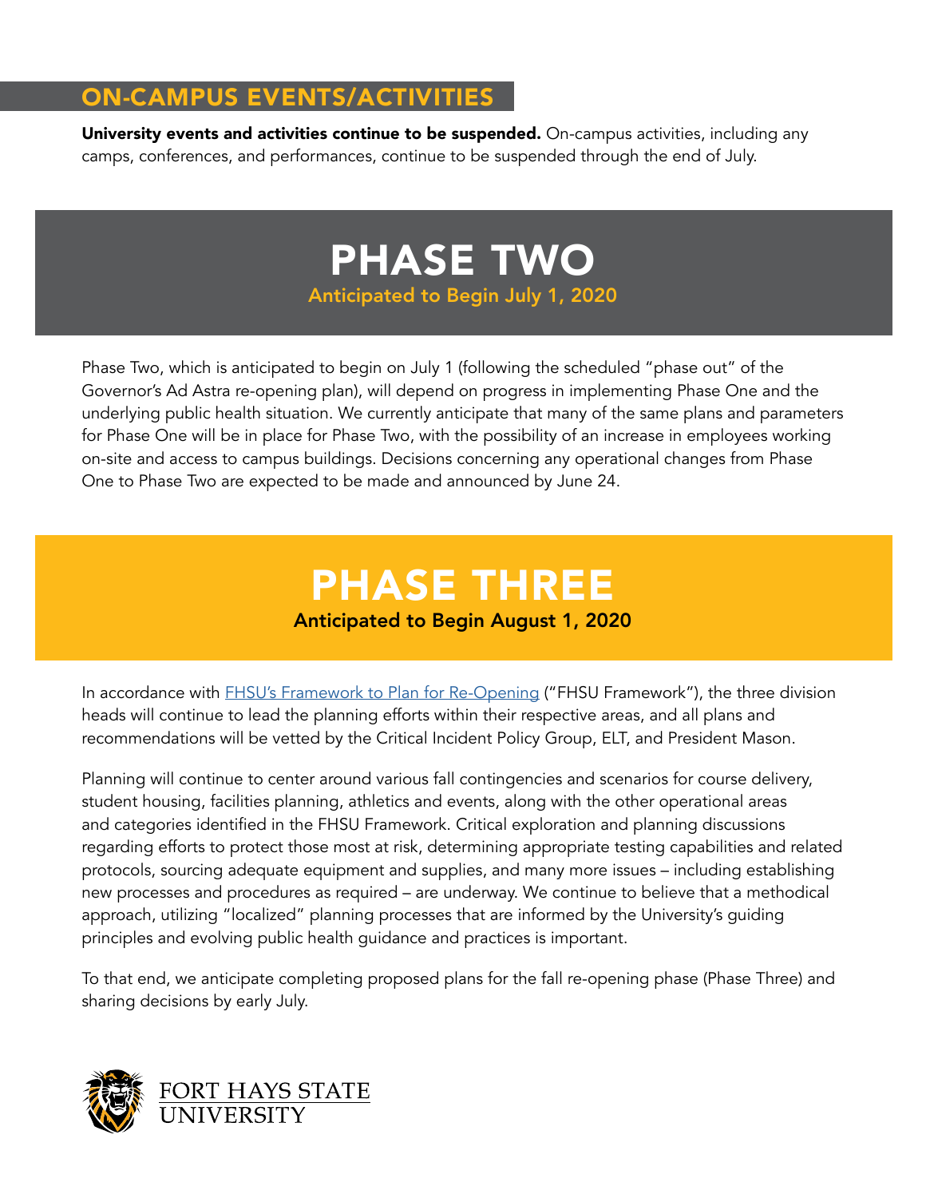## ON-CAMPUS EVENTS/ACTIVITIES

**University events and activities continue to be suspended.** On-campus activities, including any camps, conferences, and performances, continue to be suspended through the end of July.

# PHASE TWO

**Anticipated to Begin July 1, 2020**

Phase Two, which is anticipated to begin on July 1 (following the scheduled "phase out" of the Governor's Ad Astra re-opening plan), will depend on progress in implementing Phase One and the underlying public health situation. We currently anticipate that many of the same plans and parameters for Phase One will be in place for Phase Two, with the possibility of an increase in employees working on-site and access to campus buildings. Decisions concerning any operational changes from Phase One to Phase Two are expected to be made and announced by June 24.

# PHASE THREE

**Anticipated to Begin August 1, 2020**

In accordance with FHSU's Framework to Plan for Re-Opening ("FHSU Framework"), the three division heads will continue to lead the planning efforts within their respective areas, and all plans and recommendations will be vetted by the Critical Incident Policy Group, ELT, and President Mason.

Planning will continue to center around various fall contingencies and scenarios for course delivery, student housing, facilities planning, athletics and events, along with the other operational areas and categories identified in the FHSU Framework. Critical exploration and planning discussions regarding efforts to protect those most at risk, determining appropriate testing capabilities and related protocols, sourcing adequate equipment and supplies, and many more issues – including establishing new processes and procedures as required – are underway. We continue to believe that a methodical approach, utilizing "localized" planning processes that are informed by the University's guiding principles and evolving public health guidance and practices is important.

To that end, we anticipate completing proposed plans for the fall re-opening phase (Phase Three) and sharing decisions by early July.

FORT HAYS STATE UNIVERSITY